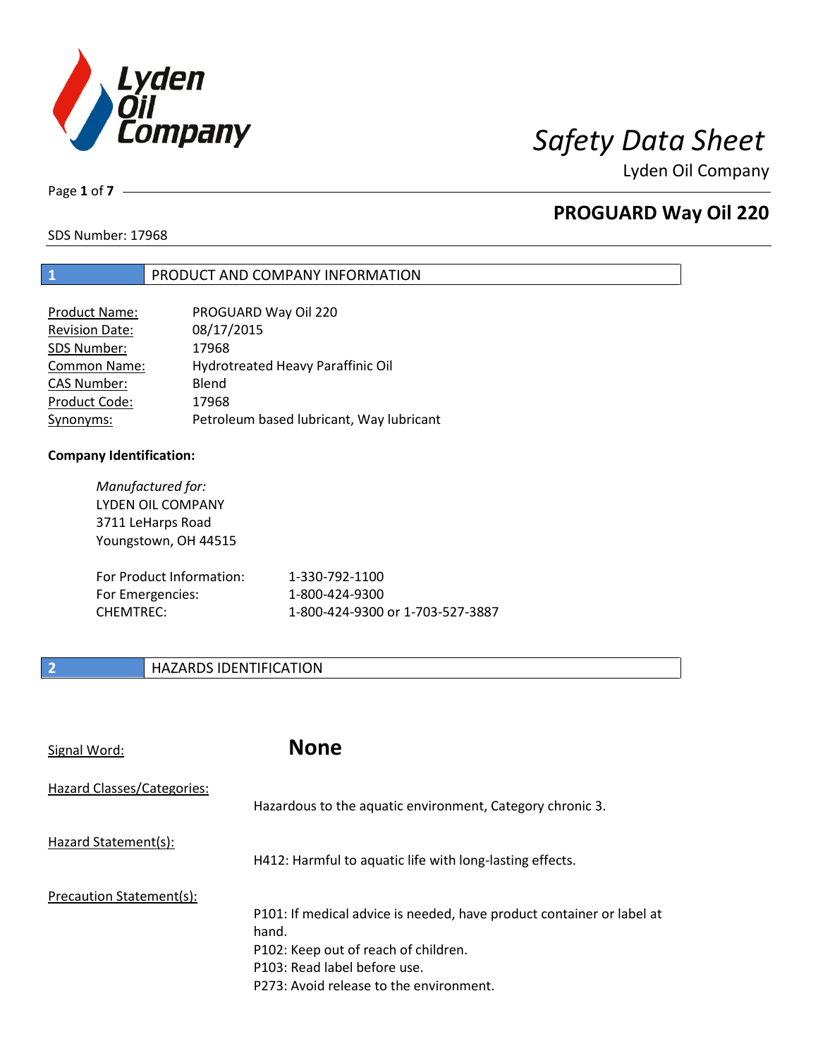# Safety Data Sheet

Lyden Oil Company

## PROGUARD Way Oil 220

SDS Number: 17968

## 1 PRODUCT AND COMPANY INFORMATION

| | |
|---|---|
| Product Name: | PROGUARD Way Oil 220 |
| Revision Date: | 08/17/2015 |
| SDS Number: | 17968 |
| Common Name: | Hydrotreated Heavy Paraffinic Oil |
| CAS Number: | Blend |
| Product Code: | 17968 |
| Synonyms: | Petroleum based lubricant, Way lubricant |

**Company Identification:**

*Manufactured for:*
LYDEN OIL COMPANY
3711 LeHarps Road
Youngstown, OH 44515

| | |
|---|---|
| For Product Information: | 1-330-792-1100 |
| For Emergencies: | 1-800-424-9300 |
| CHEMTREC: | 1-800-424-9300 or 1-703-527-3887 |

## 2 HAZARDS IDENTIFICATION

Signal Word: **None**

Hazard Classes/Categories:
Hazardous to the aquatic environment, Category chronic 3.

Hazard Statement(s):
H412: Harmful to aquatic life with long-lasting effects.

Precaution Statement(s):
P101: If medical advice is needed, have product container or label at hand.
P102: Keep out of reach of children.
P103: Read label before use.
P273: Avoid release to the environment.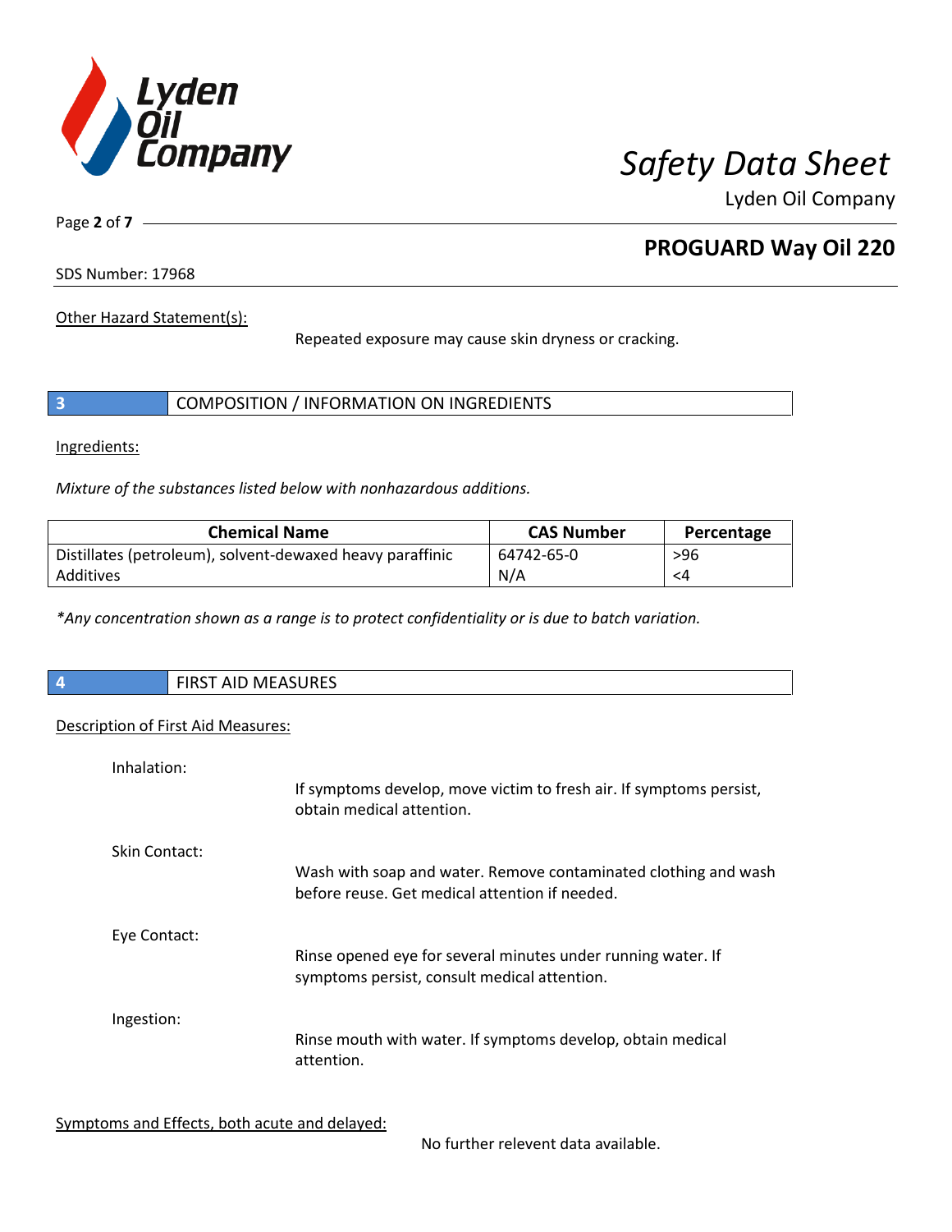Other Hazard Statement(s):

Repeated exposure may cause skin dryness or cracking.

## 3 COMPOSITION / INFORMATION ON INGREDIENTS

Ingredients:

*Mixture of the substances listed below with nonhazardous additions.*

| Chemical Name | CAS Number | Percentage |
|---|---|---|
| Distillates (petroleum), solvent-dewaxed heavy paraffinic | 64742-65-0 | >96 |
| Additives | N/A | <4 |

*\*Any concentration shown as a range is to protect confidentiality or is due to batch variation.*

## 4 FIRST AID MEASURES

Description of First Aid Measures:

Inhalation:

If symptoms develop, move victim to fresh air. If symptoms persist, obtain medical attention.

Skin Contact:

Wash with soap and water. Remove contaminated clothing and wash before reuse. Get medical attention if needed.

Eye Contact:

Rinse opened eye for several minutes under running water. If symptoms persist, consult medical attention.

Ingestion:

Rinse mouth with water. If symptoms develop, obtain medical attention.

Symptoms and Effects, both acute and delayed:

No further relevent data available.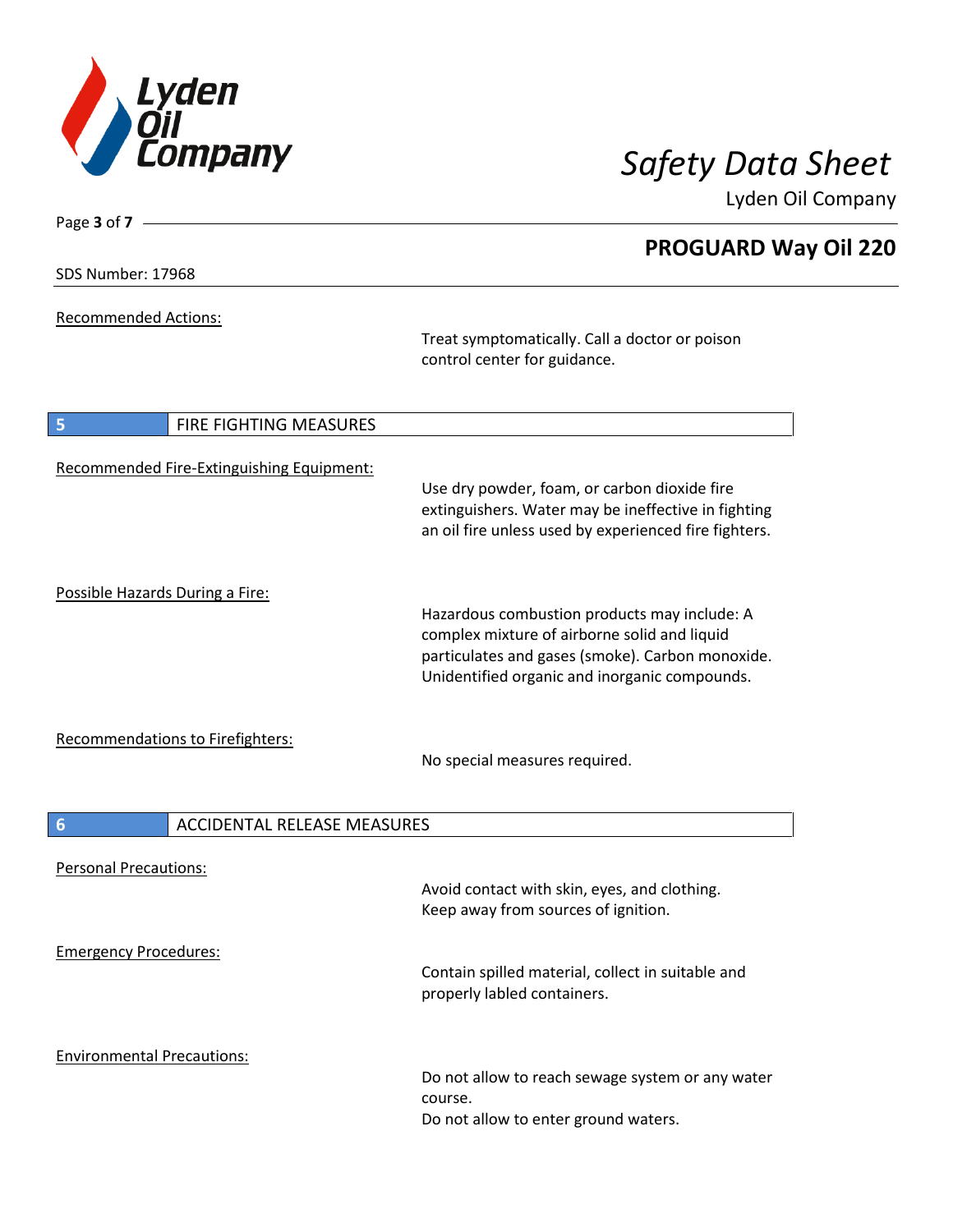Recommended Actions:

Treat symptomatically. Call a doctor or poison control center for guidance.

## 5 FIRE FIGHTING MEASURES

Recommended Fire-Extinguishing Equipment:

Use dry powder, foam, or carbon dioxide fire extinguishers. Water may be ineffective in fighting an oil fire unless used by experienced fire fighters.

Possible Hazards During a Fire:

Hazardous combustion products may include: A complex mixture of airborne solid and liquid particulates and gases (smoke). Carbon monoxide. Unidentified organic and inorganic compounds.

Recommendations to Firefighters:

No special measures required.

## 6 ACCIDENTAL RELEASE MEASURES

Personal Precautions:

Avoid contact with skin, eyes, and clothing.
Keep away from sources of ignition.

Emergency Procedures:

Contain spilled material, collect in suitable and properly labled containers.

Environmental Precautions:

Do not allow to reach sewage system or any water course.
Do not allow to enter ground waters.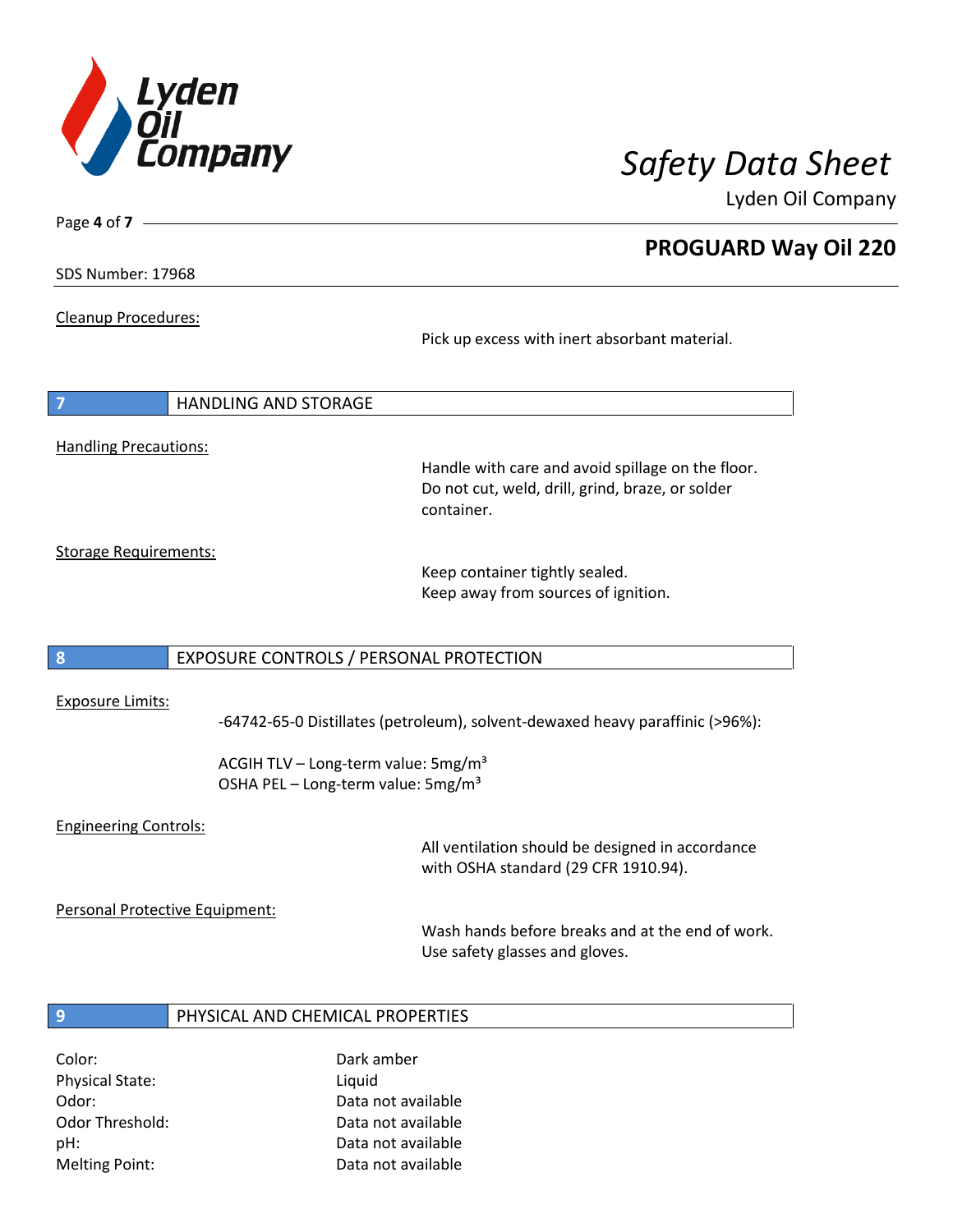Cleanup Procedures:

Pick up excess with inert absorbant material.

## 7 HANDLING AND STORAGE

Handling Precautions:

Handle with care and avoid spillage on the floor.
Do not cut, weld, drill, grind, braze, or solder container.

Storage Requirements:

Keep container tightly sealed.
Keep away from sources of ignition.

## 8 EXPOSURE CONTROLS / PERSONAL PROTECTION

Exposure Limits:

-64742-65-0 Distillates (petroleum), solvent-dewaxed heavy paraffinic (>96%):

ACGIH TLV – Long-term value: $5 mg/m^3$
OSHA PEL – Long-term value: $5 mg/m^3$

Engineering Controls:

All ventilation should be designed in accordance with OSHA standard (29 CFR 1910.94).

Personal Protective Equipment:

Wash hands before breaks and at the end of work.
Use safety glasses and gloves.

## 9 PHYSICAL AND CHEMICAL PROPERTIES

| | |
|---|---|
| Color: | Dark amber |
| Physical State: | Liquid |
| Odor: | Data not available |
| Odor Threshold: | Data not available |
| pH: | Data not available |
| Melting Point: | Data not available |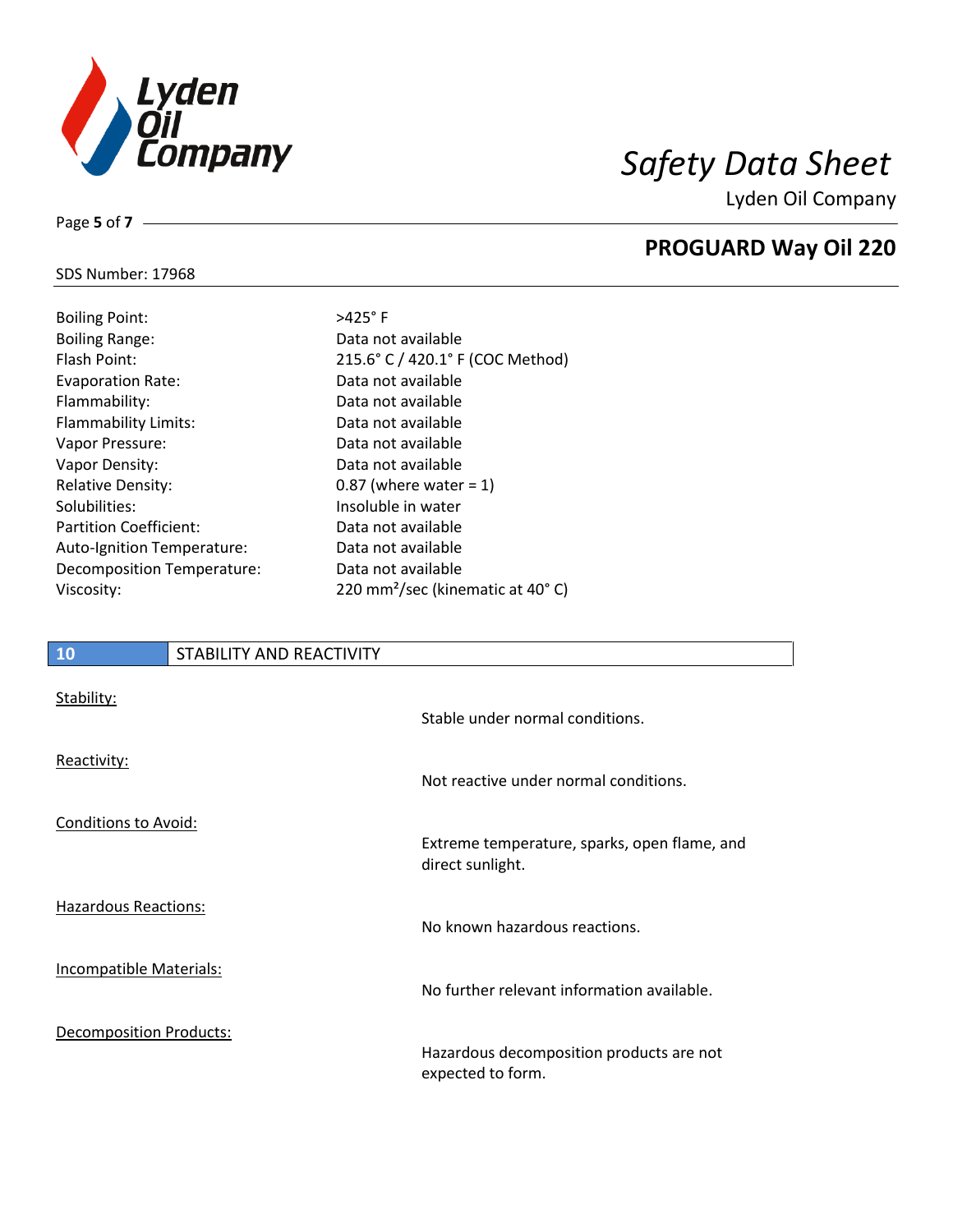| Property | Value |
|---|---|
| Boiling Point: | >425° F |
| Boiling Range: | Data not available |
| Flash Point: | 215.6° C / 420.1° F (COC Method) |
| Evaporation Rate: | Data not available |
| Flammability: | Data not available |
| Flammability Limits: | Data not available |
| Vapor Pressure: | Data not available |
| Vapor Density: | Data not available |
| Relative Density: | 0.87 (where water = 1) |
| Solubilities: | Insoluble in water |
| Partition Coefficient: | Data not available |
| Auto-Ignition Temperature: | Data not available |
| Decomposition Temperature: | Data not available |
| Viscosity: | 220 $mm^2$/sec (kinematic at 40° C) |

## 10 STABILITY AND REACTIVITY

Stability:

Stable under normal conditions.

Reactivity:

Not reactive under normal conditions.

Conditions to Avoid:

Extreme temperature, sparks, open flame, and direct sunlight.

Hazardous Reactions:

No known hazardous reactions.

Incompatible Materials:

No further relevant information available.

Decomposition Products:

Hazardous decomposition products are not expected to form.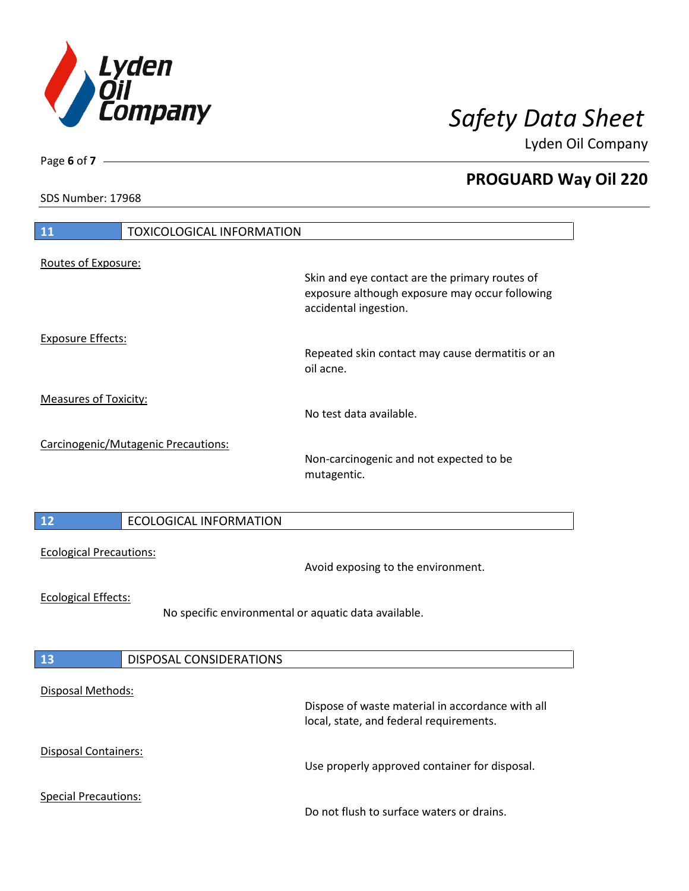## 11 TOXICOLOGICAL INFORMATION

Routes of Exposure:

Skin and eye contact are the primary routes of exposure although exposure may occur following accidental ingestion.

Exposure Effects:

Repeated skin contact may cause dermatitis or an oil acne.

Measures of Toxicity:

No test data available.

Carcinogenic/Mutagenic Precautions:

Non-carcinogenic and not expected to be mutagentic.

## 12 ECOLOGICAL INFORMATION

Ecological Precautions:

Avoid exposing to the environment.

Ecological Effects:

No specific environmental or aquatic data available.

## 13 DISPOSAL CONSIDERATIONS

Disposal Methods:

Dispose of waste material in accordance with all local, state, and federal requirements.

Disposal Containers:

Use properly approved container for disposal.

Special Precautions:

Do not flush to surface waters or drains.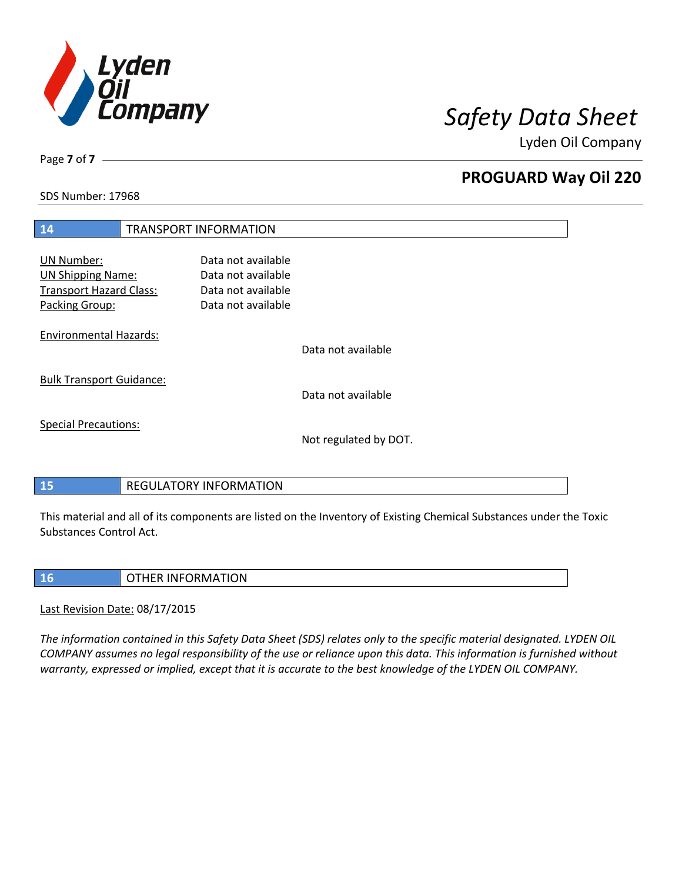## 14 TRANSPORT INFORMATION

| | |
|---|---|
| UN Number: | Data not available |
| UN Shipping Name: | Data not available |
| Transport Hazard Class: | Data not available |
| Packing Group: | Data not available |

Environmental Hazards:

Data not available

Bulk Transport Guidance:

Data not available

Special Precautions:

Not regulated by DOT.

## 15 REGULATORY INFORMATION

This material and all of its components are listed on the Inventory of Existing Chemical Substances under the Toxic Substances Control Act.

## 16 OTHER INFORMATION

Last Revision Date: 08/17/2015

*The information contained in this Safety Data Sheet (SDS) relates only to the specific material designated. LYDEN OIL COMPANY assumes no legal responsibility of the use or reliance upon this data. This information is furnished without warranty, expressed or implied, except that it is accurate to the best knowledge of the LYDEN OIL COMPANY.*